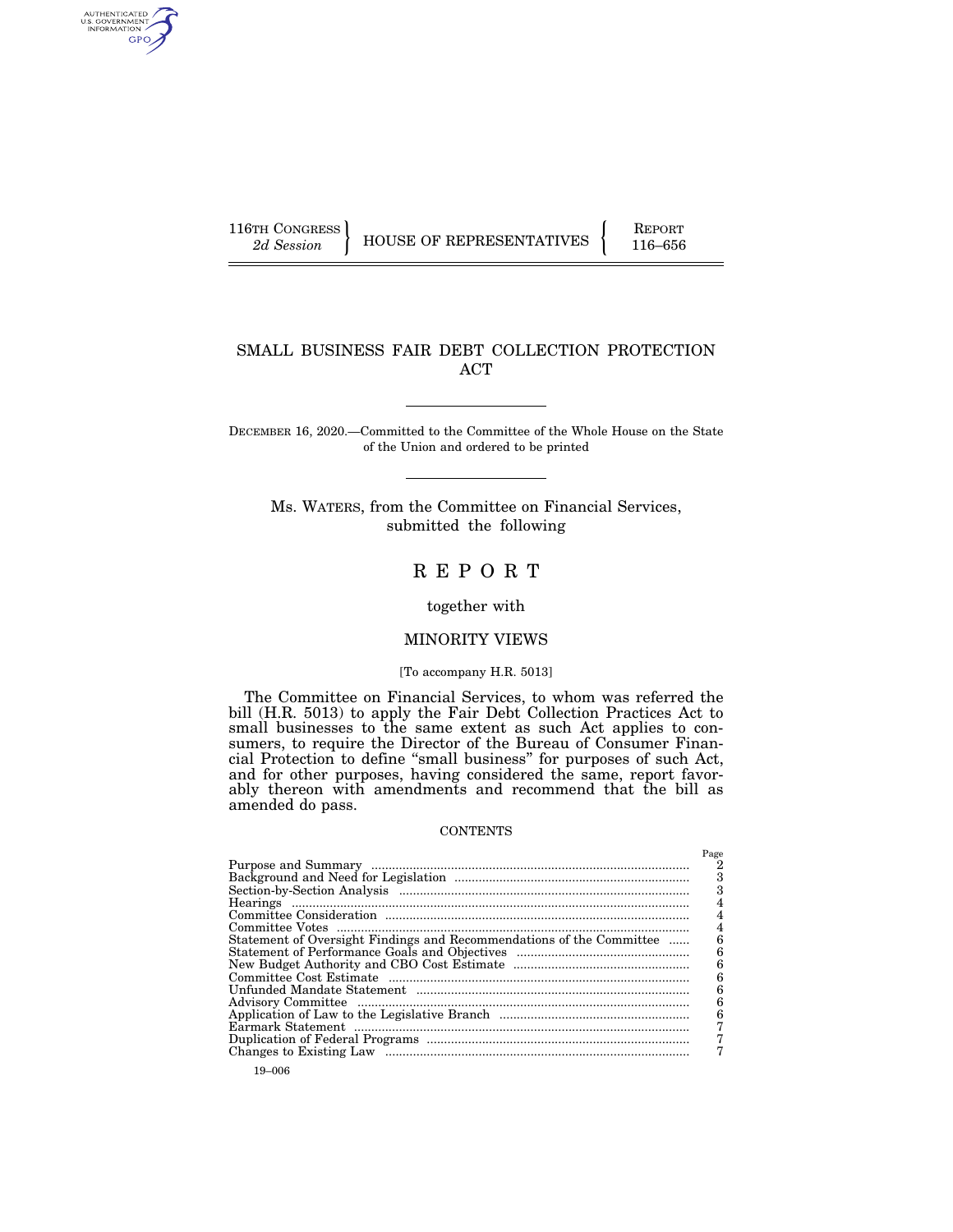116TH CONGRESS
*2d Session*

HOUSE OF REPRESENTATIVES

REPORT
116–656

# SMALL BUSINESS FAIR DEBT COLLECTION PROTECTION ACT

DECEMBER 16, 2020.—Committed to the Committee of the Whole House on the State of the Union and ordered to be printed

Ms. WATERS, from the Committee on Financial Services, submitted the following

# REPORT

together with

## MINORITY VIEWS

[To accompany H.R. 5013]

The Committee on Financial Services, to whom was referred the bill (H.R. 5013) to apply the Fair Debt Collection Practices Act to small businesses to the same extent as such Act applies to consumers, to require the Director of the Bureau of Consumer Financial Protection to define "small business" for purposes of such Act, and for other purposes, having considered the same, report favorably thereon with amendments and recommend that the bill as amended do pass.

CONTENTS

| | Page |
|---|---|
| Purpose and Summary | 2 |
| Background and Need for Legislation | 3 |
| Section-by-Section Analysis | 3 |
| Hearings | 4 |
| Committee Consideration | 4 |
| Committee Votes | 4 |
| Statement of Oversight Findings and Recommendations of the Committee | 6 |
| Statement of Performance Goals and Objectives | 6 |
| New Budget Authority and CBO Cost Estimate | 6 |
| Committee Cost Estimate | 6 |
| Unfunded Mandate Statement | 6 |
| Advisory Committee | 6 |
| Application of Law to the Legislative Branch | 6 |
| Earmark Statement | 7 |
| Duplication of Federal Programs | 7 |
| Changes to Existing Law | 7 |

19–006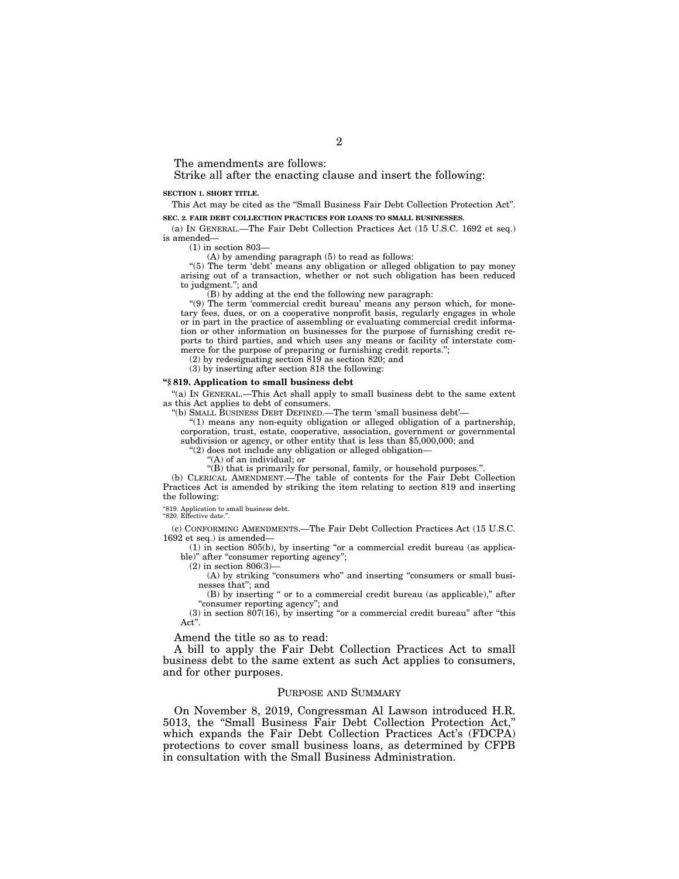The amendments are follows:

Strike all after the enacting clause and insert the following:

**SECTION 1. SHORT TITLE.**

This Act may be cited as the "Small Business Fair Debt Collection Protection Act".

**SEC. 2. FAIR DEBT COLLECTION PRACTICES FOR LOANS TO SMALL BUSINESSES.**

(a) IN GENERAL.—The Fair Debt Collection Practices Act (15 U.S.C. 1692 et seq.) is amended—

(1) in section 803—

(A) by amending paragraph (5) to read as follows:

"(5) The term 'debt' means any obligation or alleged obligation to pay money arising out of a transaction, whether or not such obligation has been reduced to judgment."; and

(B) by adding at the end the following new paragraph:

"(9) The term 'commercial credit bureau' means any person which, for monetary fees, dues, or on a cooperative nonprofit basis, regularly engages in whole or in part in the practice of assembling or evaluating commercial credit information or other information on businesses for the purpose of furnishing credit reports to third parties, and which uses any means or facility of interstate commerce for the purpose of preparing or furnishing credit reports.";

(2) by redesignating section 819 as section 820; and

(3) by inserting after section 818 the following:

**"§ 819. Application to small business debt**

"(a) IN GENERAL.—This Act shall apply to small business debt to the same extent as this Act applies to debt of consumers.

"(b) SMALL BUSINESS DEBT DEFINED.—The term 'small business debt'—

"(1) means any non-equity obligation or alleged obligation of a partnership, corporation, trust, estate, cooperative, association, government or governmental subdivision or agency, or other entity that is less than $5,000,000; and

"(2) does not include any obligation or alleged obligation—

"(A) of an individual; or

"(B) that is primarily for personal, family, or household purposes.".

(b) CLERICAL AMENDMENT.—The table of contents for the Fair Debt Collection Practices Act is amended by striking the item relating to section 819 and inserting the following:

"819. Application to small business debt.
"820. Effective date.".

(c) CONFORMING AMENDMENTS.—The Fair Debt Collection Practices Act (15 U.S.C. 1692 et seq.) is amended—

(1) in section 805(b), by inserting "or a commercial credit bureau (as applicable)" after "consumer reporting agency";

(2) in section 806(3)—

(A) by striking "consumers who" and inserting "consumers or small businesses that"; and

(B) by inserting " or to a commercial credit bureau (as applicable)," after "consumer reporting agency"; and

(3) in section 807(16), by inserting "or a commercial credit bureau" after "this Act".

Amend the title so as to read:

A bill to apply the Fair Debt Collection Practices Act to small business debt to the same extent as such Act applies to consumers, and for other purposes.

## PURPOSE AND SUMMARY

On November 8, 2019, Congressman Al Lawson introduced H.R. 5013, the "Small Business Fair Debt Collection Protection Act," which expands the Fair Debt Collection Practices Act's (FDCPA) protections to cover small business loans, as determined by CFPB in consultation with the Small Business Administration.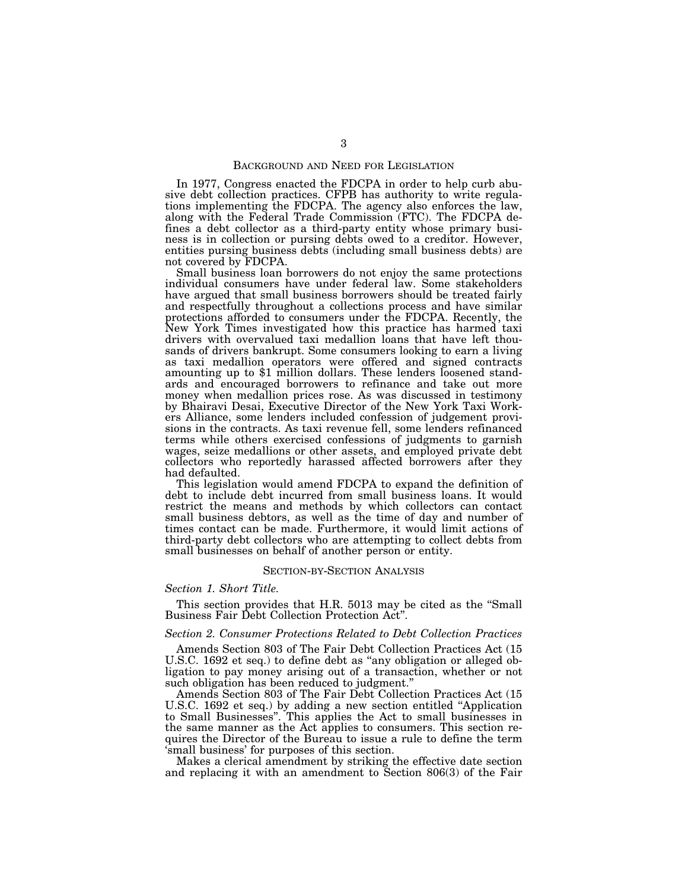## BACKGROUND AND NEED FOR LEGISLATION

In 1977, Congress enacted the FDCPA in order to help curb abusive debt collection practices. CFPB has authority to write regulations implementing the FDCPA. The agency also enforces the law, along with the Federal Trade Commission (FTC). The FDCPA defines a debt collector as a third-party entity whose primary business is in collection or pursing debts owed to a creditor. However, entities pursing business debts (including small business debts) are not covered by FDCPA.

Small business loan borrowers do not enjoy the same protections individual consumers have under federal law. Some stakeholders have argued that small business borrowers should be treated fairly and respectfully throughout a collections process and have similar protections afforded to consumers under the FDCPA. Recently, the New York Times investigated how this practice has harmed taxi drivers with overvalued taxi medallion loans that have left thousands of drivers bankrupt. Some consumers looking to earn a living as taxi medallion operators were offered and signed contracts amounting up to $1 million dollars. These lenders loosened standards and encouraged borrowers to refinance and take out more money when medallion prices rose. As was discussed in testimony by Bhairavi Desai, Executive Director of the New York Taxi Workers Alliance, some lenders included confession of judgement provisions in the contracts. As taxi revenue fell, some lenders refinanced terms while others exercised confessions of judgments to garnish wages, seize medallions or other assets, and employed private debt collectors who reportedly harassed affected borrowers after they had defaulted.

This legislation would amend FDCPA to expand the definition of debt to include debt incurred from small business loans. It would restrict the means and methods by which collectors can contact small business debtors, as well as the time of day and number of times contact can be made. Furthermore, it would limit actions of third-party debt collectors who are attempting to collect debts from small businesses on behalf of another person or entity.

## SECTION-BY-SECTION ANALYSIS

### *Section 1. Short Title.*

This section provides that H.R. 5013 may be cited as the "Small Business Fair Debt Collection Protection Act".

### *Section 2. Consumer Protections Related to Debt Collection Practices*

Amends Section 803 of The Fair Debt Collection Practices Act (15 U.S.C. 1692 et seq.) to define debt as "any obligation or alleged obligation to pay money arising out of a transaction, whether or not such obligation has been reduced to judgment."

Amends Section 803 of The Fair Debt Collection Practices Act (15 U.S.C. 1692 et seq.) by adding a new section entitled "Application to Small Businesses". This applies the Act to small businesses in the same manner as the Act applies to consumers. This section requires the Director of the Bureau to issue a rule to define the term 'small business' for purposes of this section.

Makes a clerical amendment by striking the effective date section and replacing it with an amendment to Section 806(3) of the Fair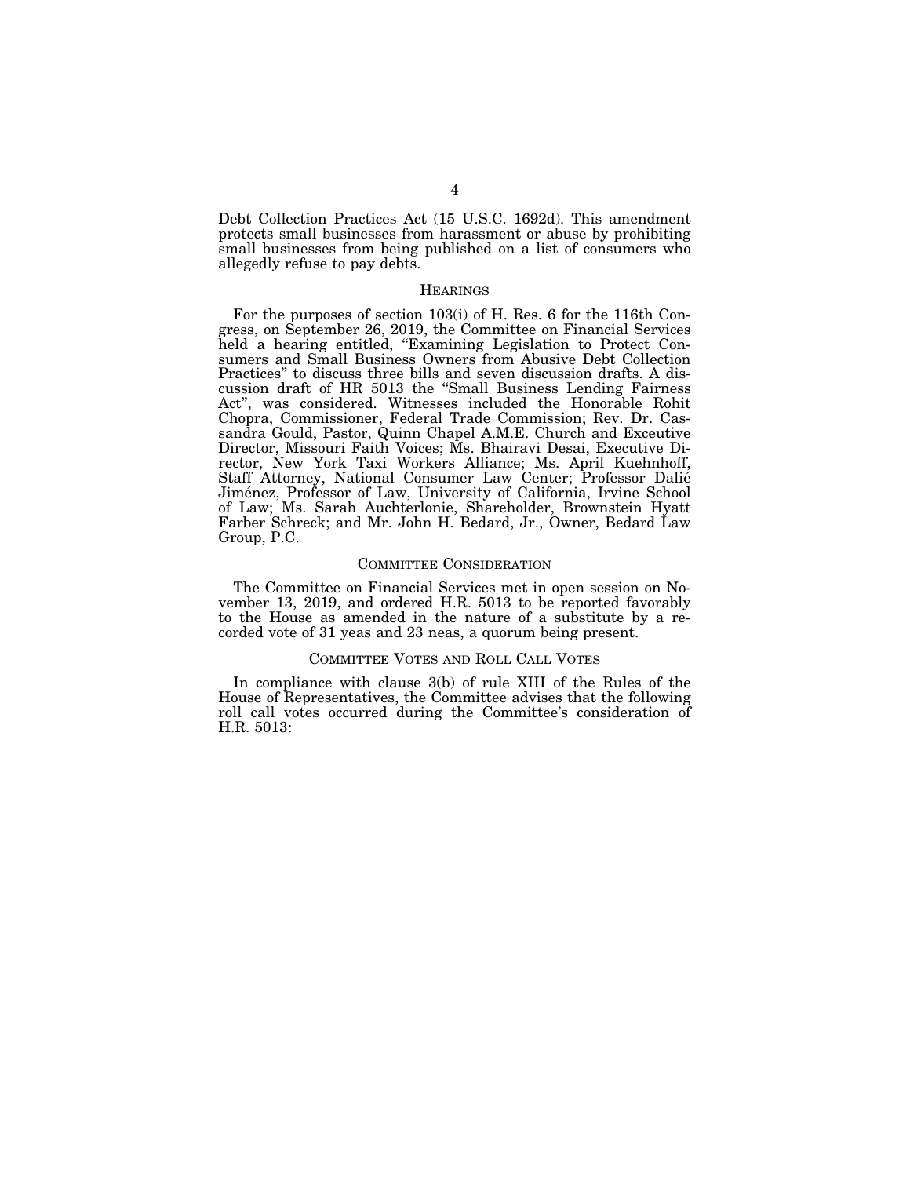Debt Collection Practices Act (15 U.S.C. 1692d). This amendment protects small businesses from harassment or abuse by prohibiting small businesses from being published on a list of consumers who allegedly refuse to pay debts.

## HEARINGS

For the purposes of section 103(i) of H. Res. 6 for the 116th Congress, on September 26, 2019, the Committee on Financial Services held a hearing entitled, "Examining Legislation to Protect Consumers and Small Business Owners from Abusive Debt Collection Practices" to discuss three bills and seven discussion drafts. A discussion draft of HR 5013 the "Small Business Lending Fairness Act", was considered. Witnesses included the Honorable Rohit Chopra, Commissioner, Federal Trade Commission; Rev. Dr. Cassandra Gould, Pastor, Quinn Chapel A.M.E. Church and Exceutive Director, Missouri Faith Voices; Ms. Bhairavi Desai, Executive Director, New York Taxi Workers Alliance; Ms. April Kuehnhoff, Staff Attorney, National Consumer Law Center; Professor Dalié Jiménez, Professor of Law, University of California, Irvine School of Law; Ms. Sarah Auchterlonie, Shareholder, Brownstein Hyatt Farber Schreck; and Mr. John H. Bedard, Jr., Owner, Bedard Law Group, P.C.

## COMMITTEE CONSIDERATION

The Committee on Financial Services met in open session on November 13, 2019, and ordered H.R. 5013 to be reported favorably to the House as amended in the nature of a substitute by a recorded vote of 31 yeas and 23 neas, a quorum being present.

## COMMITTEE VOTES AND ROLL CALL VOTES

In compliance with clause 3(b) of rule XIII of the Rules of the House of Representatives, the Committee advises that the following roll call votes occurred during the Committee's consideration of H.R. 5013: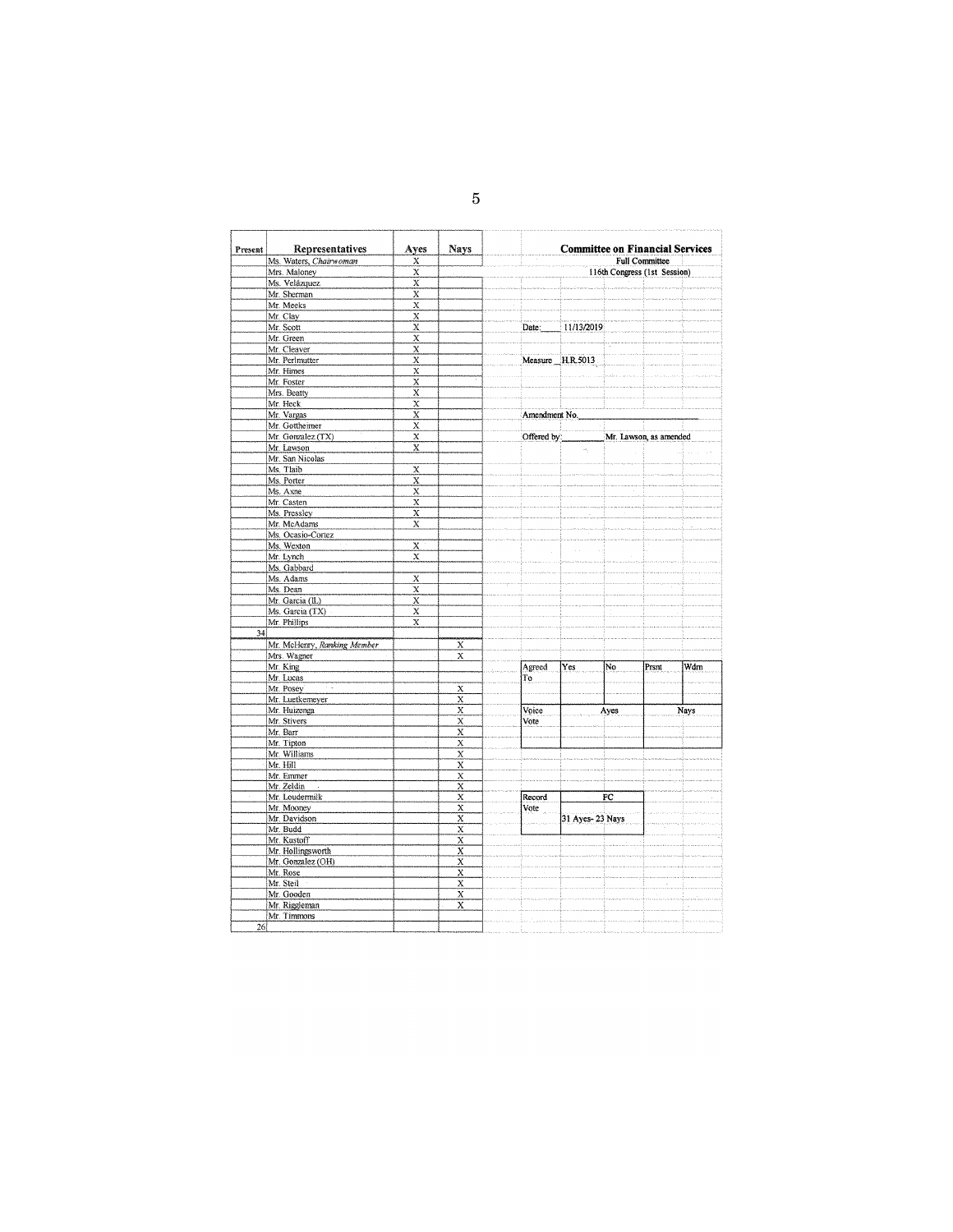**Committee on Financial Services**
Full Committee
116th Congress (1st Session)

Date: 11/13/2019

Measure H.R.5013

Amendment No.

Offered by: Mr. Lawson, as amended

| Present | Representatives | Ayes | Nays |
|---|---|---|---|
| | Ms. Waters, *Chairwoman* | X | |
| | Mrs. Maloney | X | |
| | Ms. Velázquez | X | |
| | Mr. Sherman | X | |
| | Mr. Meeks | X | |
| | Mr. Clay | X | |
| | Mr. Scott | X | |
| | Mr. Green | X | |
| | Mr. Cleaver | X | |
| | Mr. Perlmutter | X | |
| | Mr. Himes | X | |
| | Mr. Foster | X | |
| | Mrs. Beatty | X | |
| | Mr. Heck | X | |
| | Mr. Vargas | X | |
| | Mr. Gottheimer | X | |
| | Mr. Gonzalez (TX) | X | |
| | Mr. Lawson | X | |
| | Mr. San Nicolas | | |
| | Ms. Tlaib | X | |
| | Ms. Porter | X | |
| | Ms. Axne | X | |
| | Mr. Casten | X | |
| | Ms. Pressley | X | |
| | Mr. McAdams | X | |
| | Ms. Ocasio-Cortez | | |
| | Ms. Wexton | X | |
| | Mr. Lynch | X | |
| | Ms. Gabbard | | |
| | Ms. Adams | X | |
| | Ms. Dean | X | |
| | Mr. Garcia (IL) | X | |
| | Ms. Garcia (TX) | X | |
| | Mr. Phillips | X | |
| 34 | | | |
| | Mr. McHenry, *Ranking Member* | | X |
| | Mrs. Wagner | | X |
| | Mr. King | | |
| | Mr. Lucas | | |
| | Mr. Posey | | X |
| | Mr. Luetkemeyer | | X |
| | Mr. Huizenga | | X |
| | Mr. Stivers | | X |
| | Mr. Barr | | X |
| | Mr. Tipton | | X |
| | Mr. Williams | | X |
| | Mr. Hill | | X |
| | Mr. Emmer | | X |
| | Mr. Zeldin | | X |
| | Mr. Loudermilk | | X |
| | Mr. Mooney | | X |
| | Mr. Davidson | | X |
| | Mr. Budd | | X |
| | Mr. Kustoff | | X |
| | Mr. Hollingsworth | | X |
| | Mr. Gonzalez (OH) | | X |
| | Mr. Rose | | X |
| | Mr. Steil | | X |
| | Mr. Gooden | | X |
| | Mr. Riggleman | | X |
| | Mr. Timmons | | |
| 26 | | | |

| Agreed To | Yes | No | Prsnt | Wdrn |
|---|---|---|---|---|
| | | | | |

| Voice Vote | Ayes | Nays |
|---|---|---|
| | | |

| Record Vote | FC |
|---|---|
| | 31 Ayes- 23 Nays |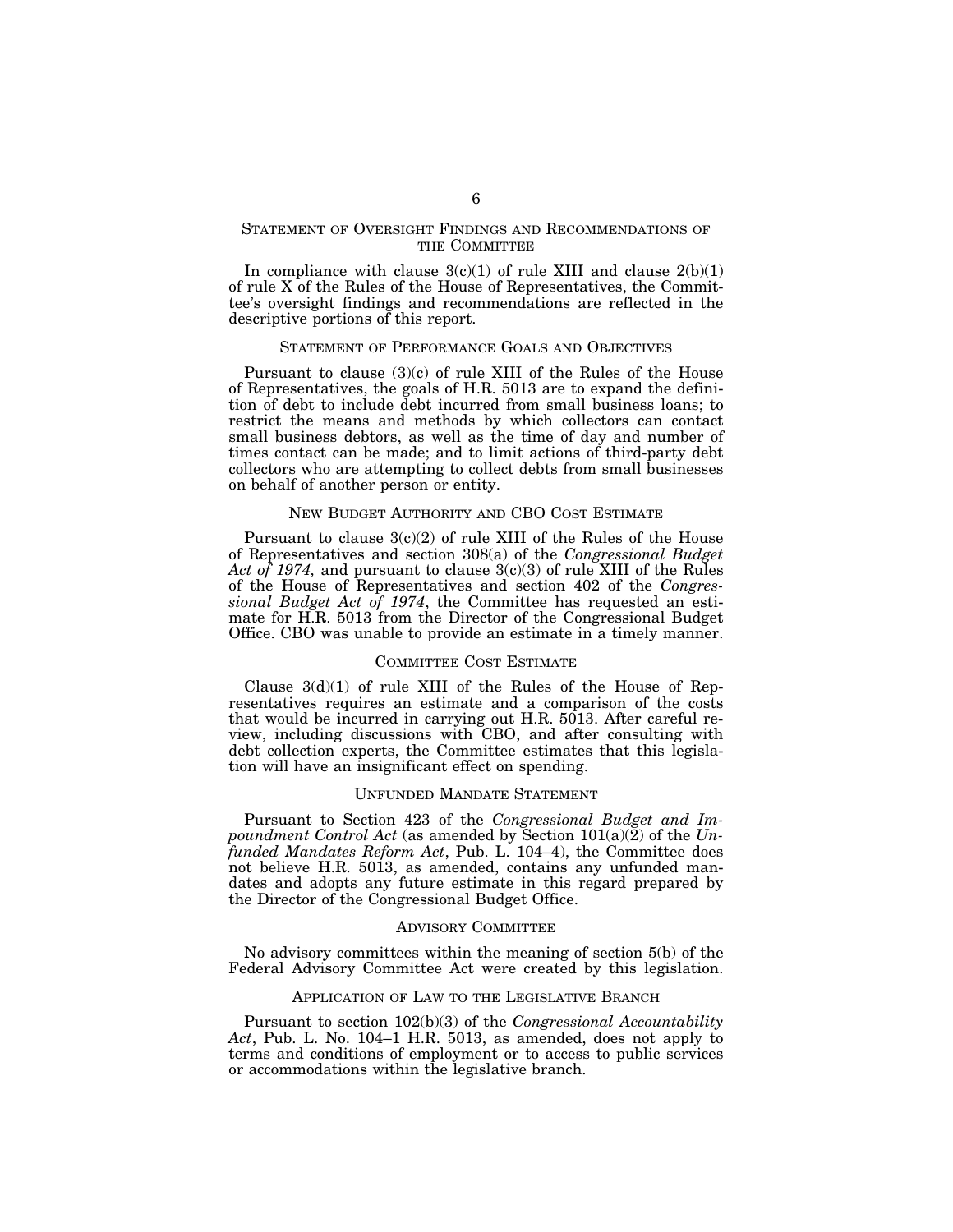## Statement of Oversight Findings and Recommendations of the Committee

In compliance with clause 3(c)(1) of rule XIII and clause 2(b)(1) of rule X of the Rules of the House of Representatives, the Committee's oversight findings and recommendations are reflected in the descriptive portions of this report.

## Statement of Performance Goals and Objectives

Pursuant to clause (3)(c) of rule XIII of the Rules of the House of Representatives, the goals of H.R. 5013 are to expand the definition of debt to include debt incurred from small business loans; to restrict the means and methods by which collectors can contact small business debtors, as well as the time of day and number of times contact can be made; and to limit actions of third-party debt collectors who are attempting to collect debts from small businesses on behalf of another person or entity.

## New Budget Authority and CBO Cost Estimate

Pursuant to clause 3(c)(2) of rule XIII of the Rules of the House of Representatives and section 308(a) of the *Congressional Budget Act of 1974,* and pursuant to clause 3(c)(3) of rule XIII of the Rules of the House of Representatives and section 402 of the *Congressional Budget Act of 1974*, the Committee has requested an estimate for H.R. 5013 from the Director of the Congressional Budget Office. CBO was unable to provide an estimate in a timely manner.

## Committee Cost Estimate

Clause 3(d)(1) of rule XIII of the Rules of the House of Representatives requires an estimate and a comparison of the costs that would be incurred in carrying out H.R. 5013. After careful review, including discussions with CBO, and after consulting with debt collection experts, the Committee estimates that this legislation will have an insignificant effect on spending.

## Unfunded Mandate Statement

Pursuant to Section 423 of the *Congressional Budget and Impoundment Control Act* (as amended by Section 101(a)(2) of the *Unfunded Mandates Reform Act*, Pub. L. 104–4), the Committee does not believe H.R. 5013, as amended, contains any unfunded mandates and adopts any future estimate in this regard prepared by the Director of the Congressional Budget Office.

## Advisory Committee

No advisory committees within the meaning of section 5(b) of the Federal Advisory Committee Act were created by this legislation.

## Application of Law to the Legislative Branch

Pursuant to section 102(b)(3) of the *Congressional Accountability Act*, Pub. L. No. 104–1 H.R. 5013, as amended, does not apply to terms and conditions of employment or to access to public services or accommodations within the legislative branch.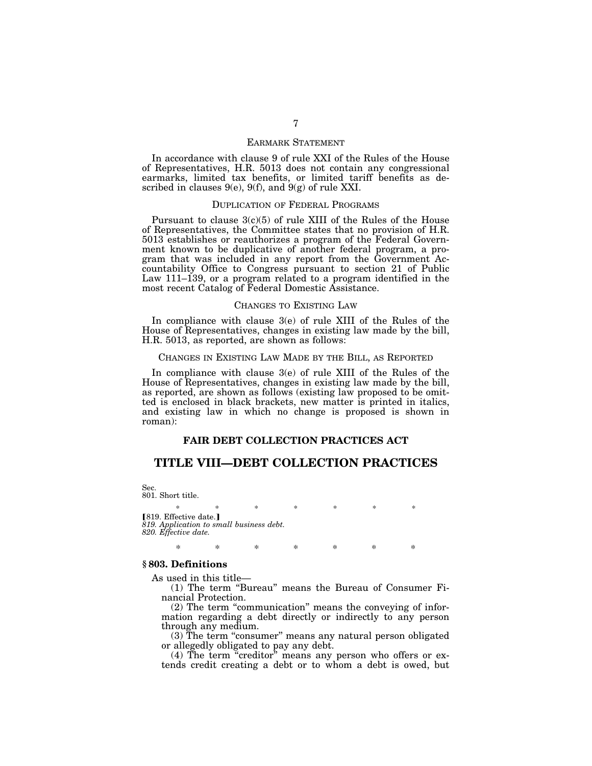## EARMARK STATEMENT

In accordance with clause 9 of rule XXI of the Rules of the House of Representatives, H.R. 5013 does not contain any congressional earmarks, limited tax benefits, or limited tariff benefits as described in clauses 9(e), 9(f), and 9(g) of rule XXI.

## DUPLICATION OF FEDERAL PROGRAMS

Pursuant to clause 3(c)(5) of rule XIII of the Rules of the House of Representatives, the Committee states that no provision of H.R. 5013 establishes or reauthorizes a program of the Federal Government known to be duplicative of another federal program, a program that was included in any report from the Government Accountability Office to Congress pursuant to section 21 of Public Law 111–139, or a program related to a program identified in the most recent Catalog of Federal Domestic Assistance.

## CHANGES TO EXISTING LAW

In compliance with clause 3(e) of rule XIII of the Rules of the House of Representatives, changes in existing law made by the bill, H.R. 5013, as reported, are shown as follows:

## CHANGES IN EXISTING LAW MADE BY THE BILL, AS REPORTED

In compliance with clause 3(e) of rule XIII of the Rules of the House of Representatives, changes in existing law made by the bill, as reported, are shown as follows (existing law proposed to be omitted is enclosed in black brackets, new matter is printed in italics, and existing law in which no change is proposed is shown in roman):

### FAIR DEBT COLLECTION PRACTICES ACT

# TITLE VIII—DEBT COLLECTION PRACTICES

Sec.
801. Short title.

\* \* \* \* \* \* \*

【819. Effective date.】
*819. Application to small business debt.*
*820. Effective date.*

\* \* \* \* \* \* \*

### § 803. Definitions

As used in this title—

(1) The term "Bureau" means the Bureau of Consumer Financial Protection.

(2) The term "communication" means the conveying of information regarding a debt directly or indirectly to any person through any medium.

(3) The term "consumer" means any natural person obligated or allegedly obligated to pay any debt.

(4) The term "creditor" means any person who offers or extends credit creating a debt or to whom a debt is owed, but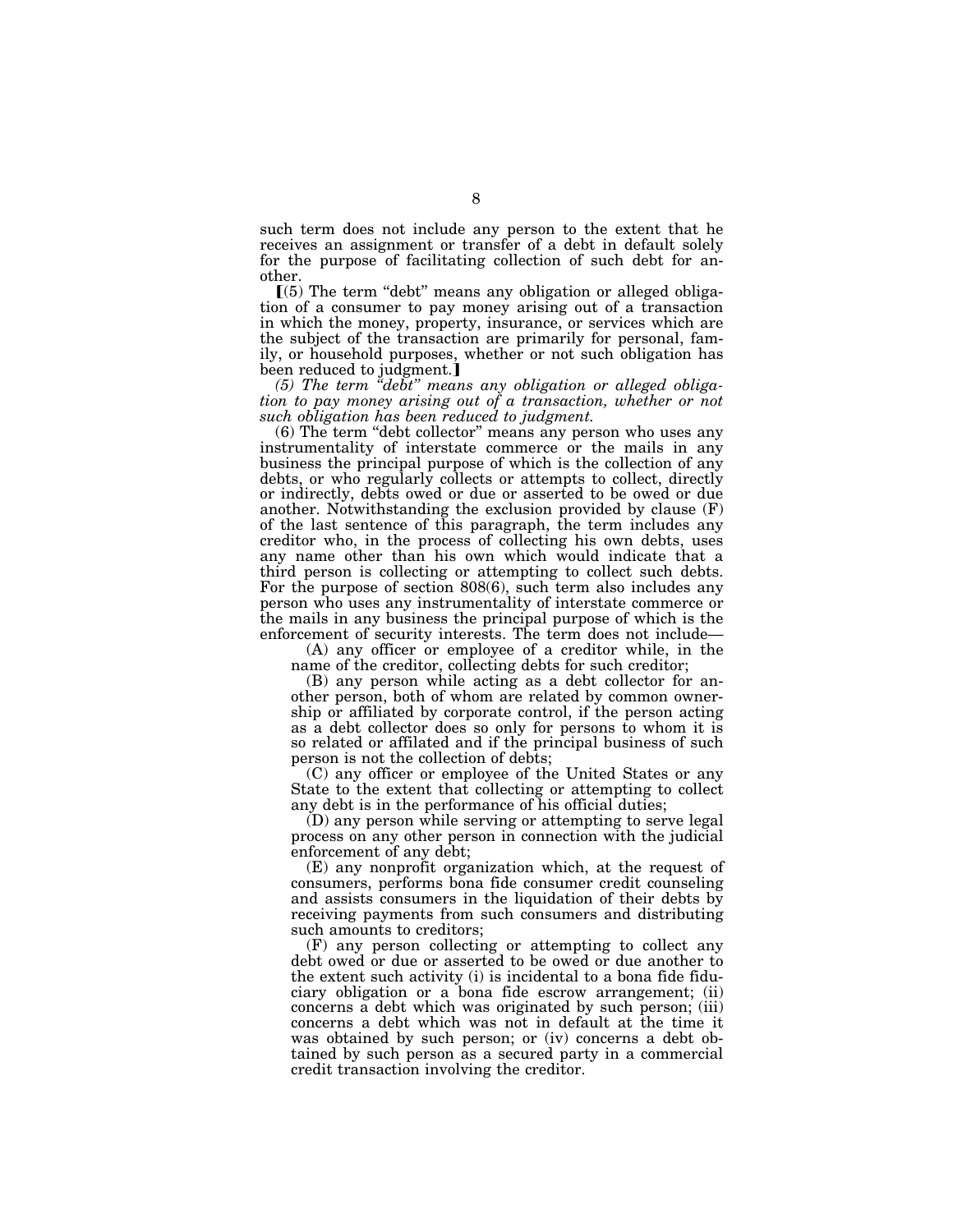such term does not include any person to the extent that he receives an assignment or transfer of a debt in default solely for the purpose of facilitating collection of such debt for another.

⟦(5) The term "debt" means any obligation or alleged obligation of a consumer to pay money arising out of a transaction in which the money, property, insurance, or services which are the subject of the transaction are primarily for personal, family, or household purposes, whether or not such obligation has been reduced to judgment.⟧

*(5) The term "debt" means any obligation or alleged obligation to pay money arising out of a transaction, whether or not such obligation has been reduced to judgment.*

(6) The term "debt collector" means any person who uses any instrumentality of interstate commerce or the mails in any business the principal purpose of which is the collection of any debts, or who regularly collects or attempts to collect, directly or indirectly, debts owed or due or asserted to be owed or due another. Notwithstanding the exclusion provided by clause (F) of the last sentence of this paragraph, the term includes any creditor who, in the process of collecting his own debts, uses any name other than his own which would indicate that a third person is collecting or attempting to collect such debts. For the purpose of section 808(6), such term also includes any person who uses any instrumentality of interstate commerce or the mails in any business the principal purpose of which is the enforcement of security interests. The term does not include—

(A) any officer or employee of a creditor while, in the name of the creditor, collecting debts for such creditor;

(B) any person while acting as a debt collector for another person, both of whom are related by common ownership or affiliated by corporate control, if the person acting as a debt collector does so only for persons to whom it is so related or affiliated and if the principal business of such person is not the collection of debts;

(C) any officer or employee of the United States or any State to the extent that collecting or attempting to collect any debt is in the performance of his official duties;

(D) any person while serving or attempting to serve legal process on any other person in connection with the judicial enforcement of any debt;

(E) any nonprofit organization which, at the request of consumers, performs bona fide consumer credit counseling and assists consumers in the liquidation of their debts by receiving payments from such consumers and distributing such amounts to creditors;

(F) any person collecting or attempting to collect any debt owed or due or asserted to be owed or due another to the extent such activity (i) is incidental to a bona fide fiduciary obligation or a bona fide escrow arrangement; (ii) concerns a debt which was originated by such person; (iii) concerns a debt which was not in default at the time it was obtained by such person; or (iv) concerns a debt obtained by such person as a secured party in a commercial credit transaction involving the creditor.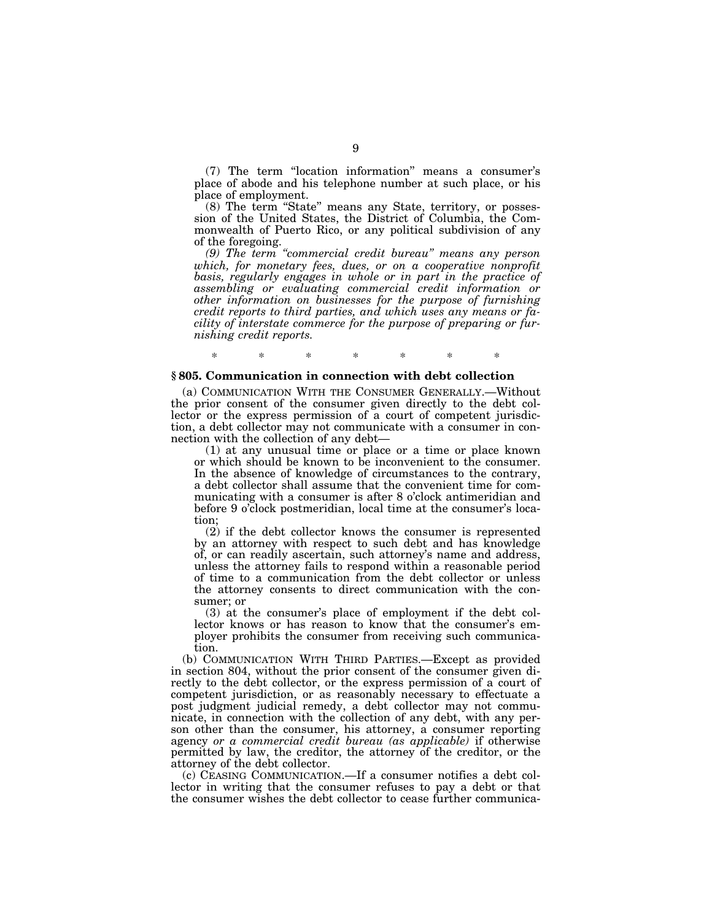(7) The term "location information" means a consumer's place of abode and his telephone number at such place, or his place of employment.

(8) The term "State" means any State, territory, or possession of the United States, the District of Columbia, the Commonwealth of Puerto Rico, or any political subdivision of any of the foregoing.

*(9) The term "commercial credit bureau" means any person which, for monetary fees, dues, or on a cooperative nonprofit basis, regularly engages in whole or in part in the practice of assembling or evaluating commercial credit information or other information on businesses for the purpose of furnishing credit reports to third parties, and which uses any means or facility of interstate commerce for the purpose of preparing or furnishing credit reports.*

\* \* \* \* \* \* \*

### § 805. Communication in connection with debt collection

(a) COMMUNICATION WITH THE CONSUMER GENERALLY.—Without the prior consent of the consumer given directly to the debt collector or the express permission of a court of competent jurisdiction, a debt collector may not communicate with a consumer in connection with the collection of any debt—

(1) at any unusual time or place or a time or place known or which should be known to be inconvenient to the consumer. In the absence of knowledge of circumstances to the contrary, a debt collector shall assume that the convenient time for communicating with a consumer is after 8 o'clock antimeridian and before 9 o'clock postmeridian, local time at the consumer's location;

(2) if the debt collector knows the consumer is represented by an attorney with respect to such debt and has knowledge of, or can readily ascertain, such attorney's name and address, unless the attorney fails to respond within a reasonable period of time to a communication from the debt collector or unless the attorney consents to direct communication with the consumer; or

(3) at the consumer's place of employment if the debt collector knows or has reason to know that the consumer's employer prohibits the consumer from receiving such communication.

(b) COMMUNICATION WITH THIRD PARTIES.—Except as provided in section 804, without the prior consent of the consumer given directly to the debt collector, or the express permission of a court of competent jurisdiction, or as reasonably necessary to effectuate a post judgment judicial remedy, a debt collector may not communicate, in connection with the collection of any debt, with any person other than the consumer, his attorney, a consumer reporting agency *or a commercial credit bureau (as applicable)* if otherwise permitted by law, the creditor, the attorney of the creditor, or the attorney of the debt collector.

(c) CEASING COMMUNICATION.—If a consumer notifies a debt collector in writing that the consumer refuses to pay a debt or that the consumer wishes the debt collector to cease further communica-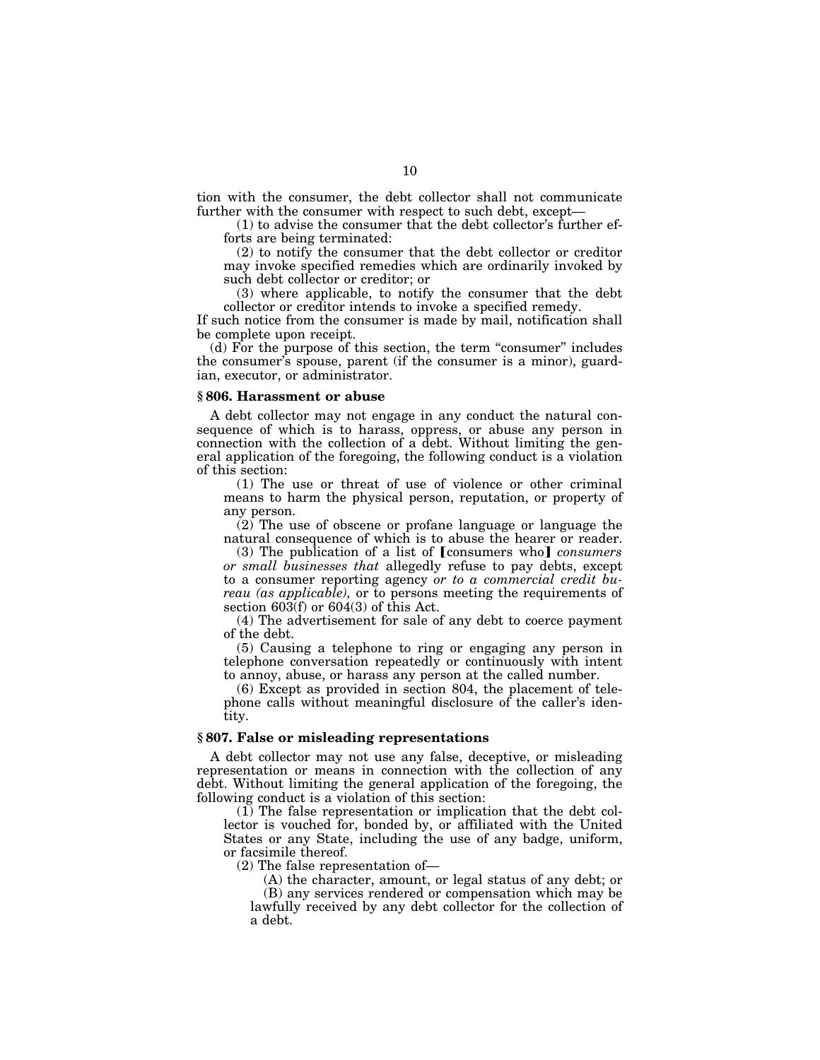tion with the consumer, the debt collector shall not communicate further with the consumer with respect to such debt, except—

(1) to advise the consumer that the debt collector's further efforts are being terminated:

(2) to notify the consumer that the debt collector or creditor may invoke specified remedies which are ordinarily invoked by such debt collector or creditor; or

(3) where applicable, to notify the consumer that the debt collector or creditor intends to invoke a specified remedy.

If such notice from the consumer is made by mail, notification shall be complete upon receipt.

(d) For the purpose of this section, the term "consumer" includes the consumer's spouse, parent (if the consumer is a minor), guardian, executor, or administrator.

### § 806. Harassment or abuse

A debt collector may not engage in any conduct the natural consequence of which is to harass, oppress, or abuse any person in connection with the collection of a debt. Without limiting the general application of the foregoing, the following conduct is a violation of this section:

(1) The use or threat of use of violence or other criminal means to harm the physical person, reputation, or property of any person.

(2) The use of obscene or profane language or language the natural consequence of which is to abuse the hearer or reader.

(3) The publication of a list of ⟦consumers who⟧ *consumers or small businesses that* allegedly refuse to pay debts, except to a consumer reporting agency *or to a commercial credit bureau (as applicable),* or to persons meeting the requirements of section 603(f) or 604(3) of this Act.

(4) The advertisement for sale of any debt to coerce payment of the debt.

(5) Causing a telephone to ring or engaging any person in telephone conversation repeatedly or continuously with intent to annoy, abuse, or harass any person at the called number.

(6) Except as provided in section 804, the placement of telephone calls without meaningful disclosure of the caller's identity.

### § 807. False or misleading representations

A debt collector may not use any false, deceptive, or misleading representation or means in connection with the collection of any debt. Without limiting the general application of the foregoing, the following conduct is a violation of this section:

(1) The false representation or implication that the debt collector is vouched for, bonded by, or affiliated with the United States or any State, including the use of any badge, uniform, or facsimile thereof.

(2) The false representation of—

(A) the character, amount, or legal status of any debt; or

(B) any services rendered or compensation which may be lawfully received by any debt collector for the collection of a debt.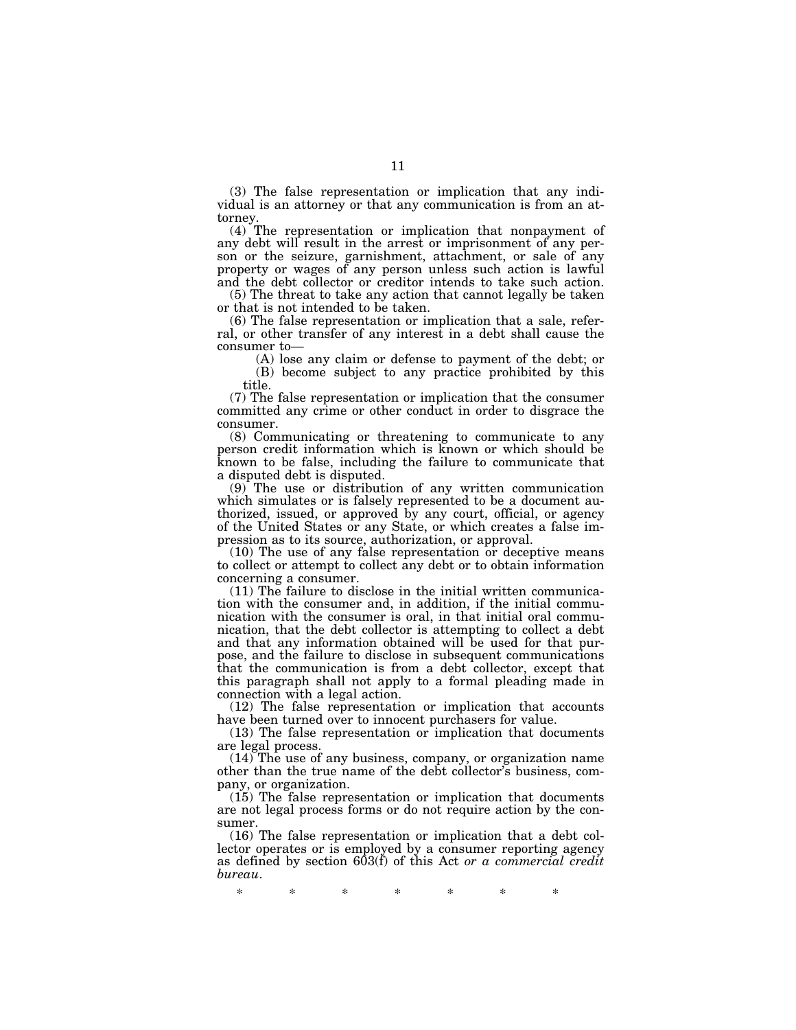(3) The false representation or implication that any individual is an attorney or that any communication is from an attorney.

(4) The representation or implication that nonpayment of any debt will result in the arrest or imprisonment of any person or the seizure, garnishment, attachment, or sale of any property or wages of any person unless such action is lawful and the debt collector or creditor intends to take such action.

(5) The threat to take any action that cannot legally be taken or that is not intended to be taken.

(6) The false representation or implication that a sale, referral, or other transfer of any interest in a debt shall cause the consumer to—

(A) lose any claim or defense to payment of the debt; or

(B) become subject to any practice prohibited by this title.

(7) The false representation or implication that the consumer committed any crime or other conduct in order to disgrace the consumer.

(8) Communicating or threatening to communicate to any person credit information which is known or which should be known to be false, including the failure to communicate that a disputed debt is disputed.

(9) The use or distribution of any written communication which simulates or is falsely represented to be a document authorized, issued, or approved by any court, official, or agency of the United States or any State, or which creates a false impression as to its source, authorization, or approval.

(10) The use of any false representation or deceptive means to collect or attempt to collect any debt or to obtain information concerning a consumer.

(11) The failure to disclose in the initial written communication with the consumer and, in addition, if the initial communication with the consumer is oral, in that initial oral communication, that the debt collector is attempting to collect a debt and that any information obtained will be used for that purpose, and the failure to disclose in subsequent communications that the communication is from a debt collector, except that this paragraph shall not apply to a formal pleading made in connection with a legal action.

(12) The false representation or implication that accounts have been turned over to innocent purchasers for value.

(13) The false representation or implication that documents are legal process.

(14) The use of any business, company, or organization name other than the true name of the debt collector's business, company, or organization.

(15) The false representation or implication that documents are not legal process forms or do not require action by the consumer.

(16) The false representation or implication that a debt collector operates or is employed by a consumer reporting agency as defined by section 603(f) of this Act *or a commercial credit bureau*.

\* \* \* \* \* \* \*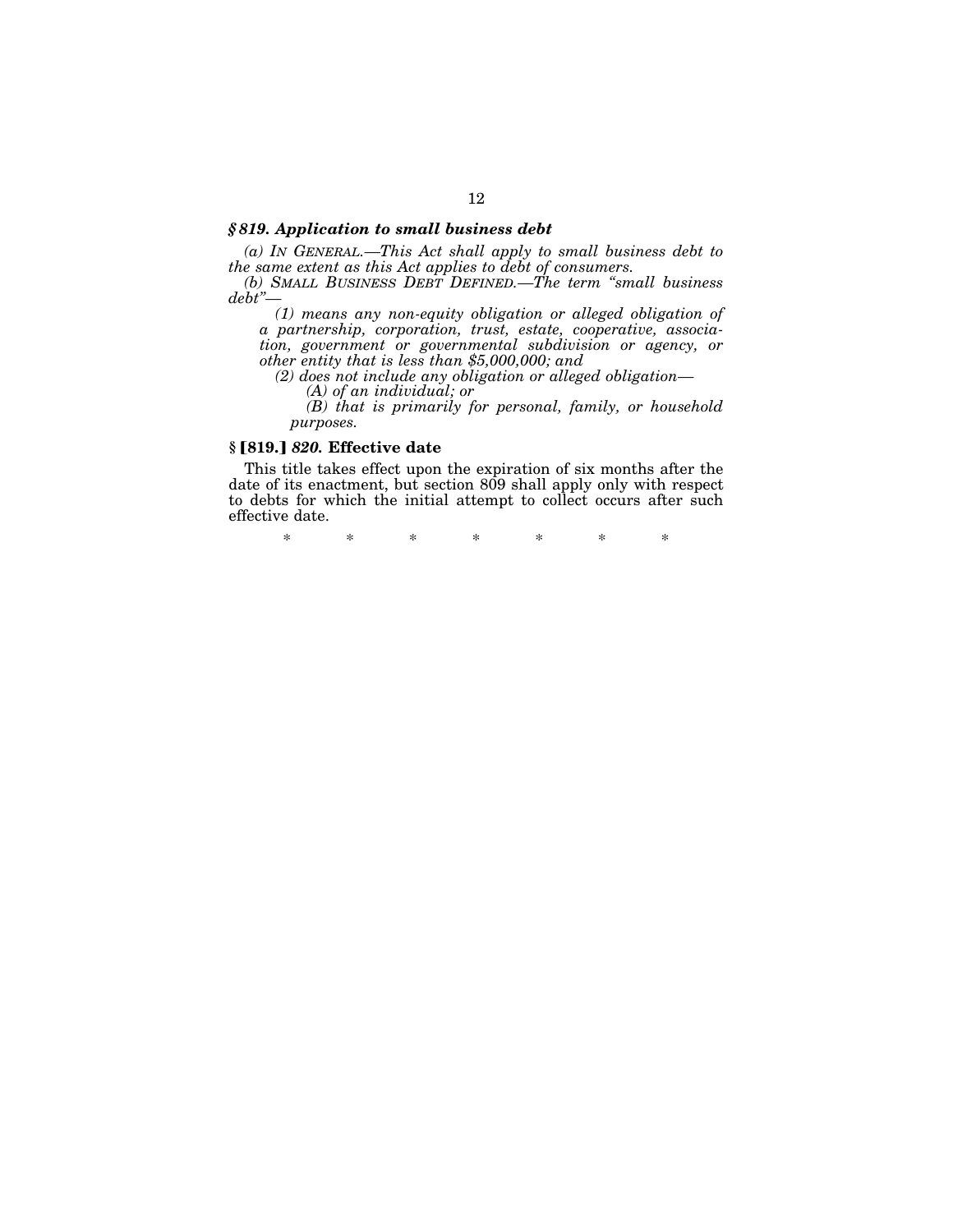***§ 819. Application to small business debt***

*(a) IN GENERAL.—This Act shall apply to small business debt to the same extent as this Act applies to debt of consumers.*

*(b) SMALL BUSINESS DEBT DEFINED.—The term "small business debt"—*

*(1) means any non-equity obligation or alleged obligation of a partnership, corporation, trust, estate, cooperative, association, government or governmental subdivision or agency, or other entity that is less than $5,000,000; and*

*(2) does not include any obligation or alleged obligation—*

*(A) of an individual; or*

*(B) that is primarily for personal, family, or household purposes.*

**§ [819.] *820.* Effective date**

This title takes effect upon the expiration of six months after the date of its enactment, but section 809 shall apply only with respect to debts for which the initial attempt to collect occurs after such effective date.

\* \* \* \* \* \* \*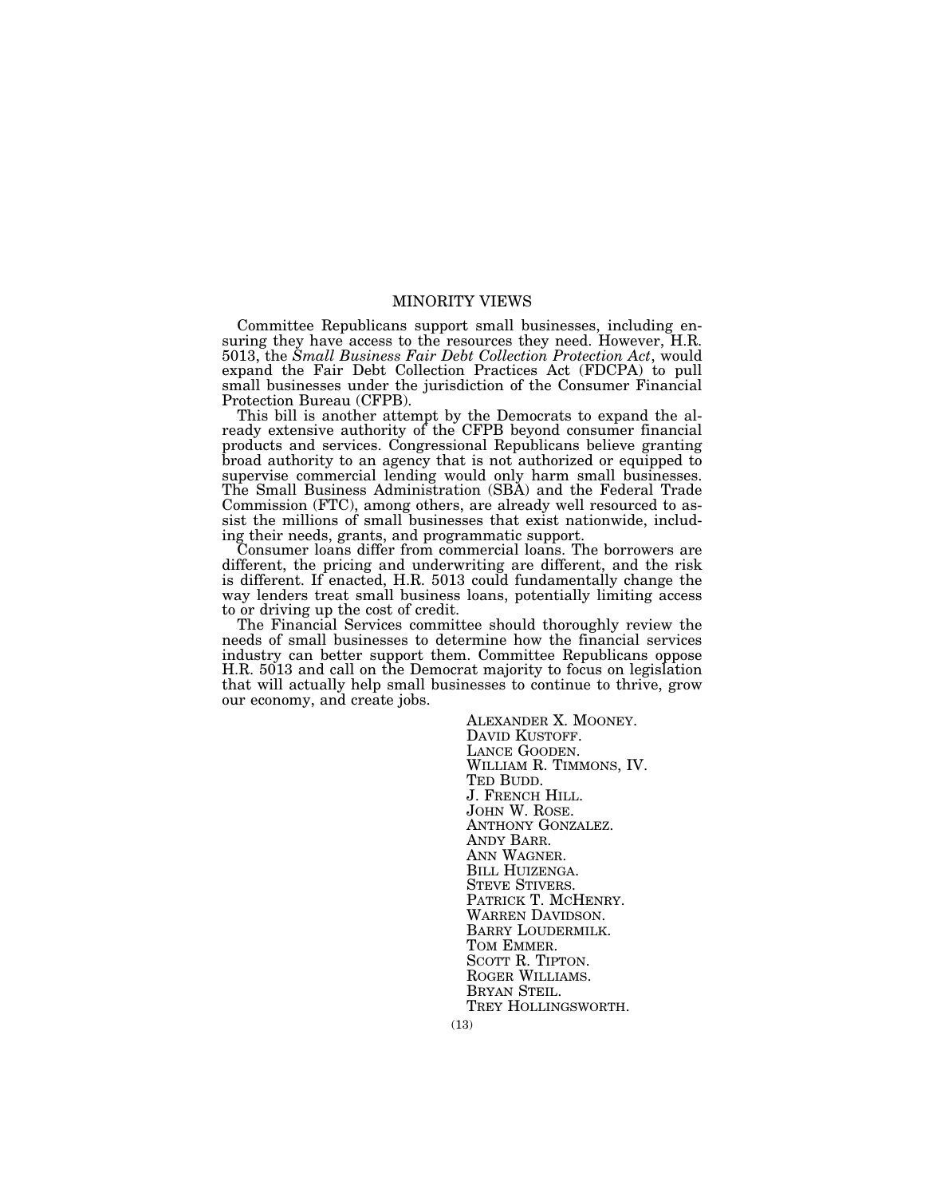# MINORITY VIEWS

Committee Republicans support small businesses, including ensuring they have access to the resources they need. However, H.R. 5013, the *Small Business Fair Debt Collection Protection Act*, would expand the Fair Debt Collection Practices Act (FDCPA) to pull small businesses under the jurisdiction of the Consumer Financial Protection Bureau (CFPB).

This bill is another attempt by the Democrats to expand the already extensive authority of the CFPB beyond consumer financial products and services. Congressional Republicans believe granting broad authority to an agency that is not authorized or equipped to supervise commercial lending would only harm small businesses. The Small Business Administration (SBA) and the Federal Trade Commission (FTC), among others, are already well resourced to assist the millions of small businesses that exist nationwide, including their needs, grants, and programmatic support.

Consumer loans differ from commercial loans. The borrowers are different, the pricing and underwriting are different, and the risk is different. If enacted, H.R. 5013 could fundamentally change the way lenders treat small business loans, potentially limiting access to or driving up the cost of credit.

The Financial Services committee should thoroughly review the needs of small businesses to determine how the financial services industry can better support them. Committee Republicans oppose H.R. 5013 and call on the Democrat majority to focus on legislation that will actually help small businesses to continue to thrive, grow our economy, and create jobs.

ALEXANDER X. MOONEY.
DAVID KUSTOFF.
LANCE GOODEN.
WILLIAM R. TIMMONS, IV.
TED BUDD.
J. FRENCH HILL.
JOHN W. ROSE.
ANTHONY GONZALEZ.
ANDY BARR.
ANN WAGNER.
BILL HUIZENGA.
STEVE STIVERS.
PATRICK T. MCHENRY.
WARREN DAVIDSON.
BARRY LOUDERMILK.
TOM EMMER.
SCOTT R. TIPTON.
ROGER WILLIAMS.
BRYAN STEIL.
TREY HOLLINGSWORTH.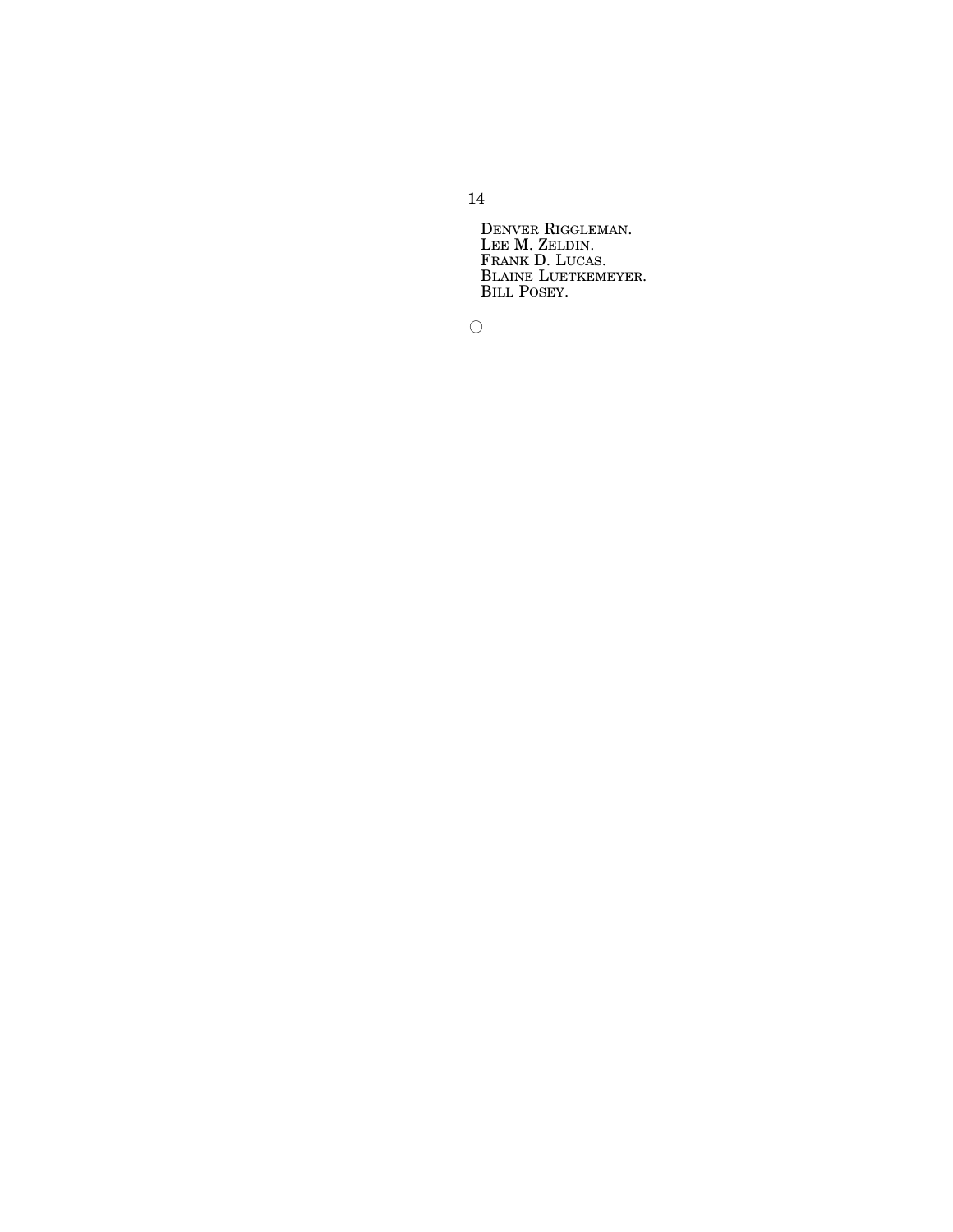DENVER RIGGLEMAN.
LEE M. ZELDIN.
FRANK D. LUCAS.
BLAINE LUETKEMEYER.
BILL POSEY.

○